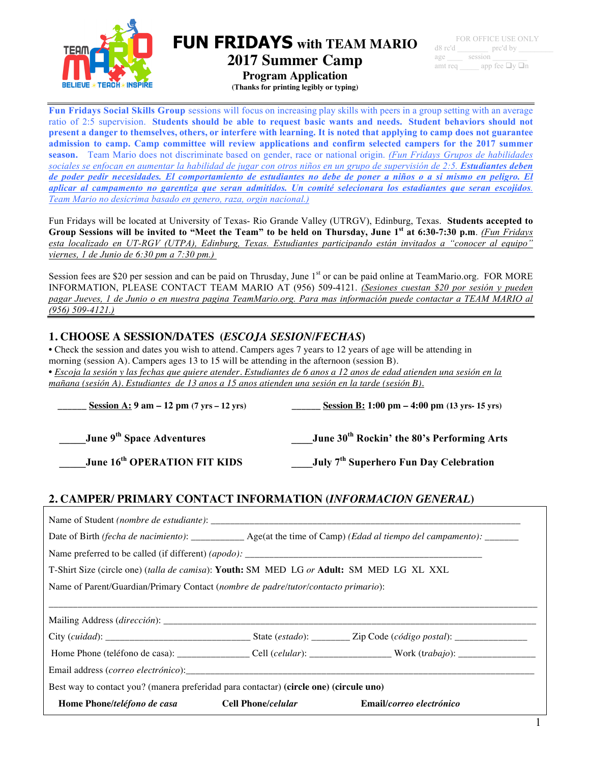# FUN FRIDAYS with TEAM MARIO

## 2017 Summer Camp

### Program Application

**(Thanks for printing legibly or typing)**

FOR OFFICE USE ONLY
d8 rc'd ________ prc'd by ________
age ____ session ________
amt req _____ app fee ❑y ❑n

**Fun Fridays Social Skills Group** sessions will focus on increasing play skills with peers in a group setting with an average ratio of 2:5 supervision. **Students should be able to request basic wants and needs. Student behaviors should not present a danger to themselves, others, or interfere with learning. It is noted that applying to camp does not guarantee admission to camp. Camp committee will review applications and confirm selected campers for the 2017 summer season.** Team Mario does not discriminate based on gender, race or national origin. *(Fun Fridays Grupos de habilidades sociales se enfocan en aumentar la habilidad de jugar con otros niños en un grupo de supervisión de 2:5. **Estudiantes deben de poder pedir necesidades. El comportamiento de estudiantes no debe de poner a niños o a si mismo en peligro. El aplicar al campamento no garantiza que seran admitidos. Un comité selecionara los estadiantes que seran escojidos**. Team Mario no desicrima basado en genero, raza, orgin nacional.)*

Fun Fridays will be located at University of Texas- Rio Grande Valley (UTRGV), Edinburg, Texas. **Students accepted to Group Sessions will be invited to "Meet the Team" to be held on Thursday, June 1st at 6:30-7:30 p.m**. *(Fun Fridays esta localizado en UT-RGV (UTPA), Edinburg, Texas. Estudiantes participando están invitados a "conocer al equipo" viernes, 1 de Junio de 6:30 pm a 7:30 pm.)*

Session fees are $20 per session and can be paid on Thursday, June 1st or can be paid online at TeamMario.org. FOR MORE INFORMATION, PLEASE CONTACT TEAM MARIO AT (956) 509-4121. *(Sesiones cuestan $20 por sesión y pueden pagar Jueves, 1 de Junio o en nuestra pagina TeamMario.org. Para mas información puede contactar a TEAM MARIO al (956) 509-4121.)*

## 1. CHOOSE A SESSION/DATES (*ESCOJA SESION/FECHAS*)

- Check the session and dates you wish to attend. Campers ages 7 years to 12 years of age will be attending in morning (session A). Campers ages 13 to 15 will be attending in the afternoon (session B).
- *Escoja la sesión y las fechas que quiere atender. Estudiantes de 6 anos a 12 anos de edad atienden una sesión en la mañana (sesión A). Estudiantes de 13 anos a 15 anos atienden una sesión en la tarde (sesión B).*

______ **Session A: 9 am – 12 pm** (7 yrs – 12 yrs) ______ **Session B: 1:00 pm – 4:00 pm** (13 yrs- 15 yrs)

_____**June 9th Space Adventures** ____**June 30th Rockin' the 80's Performing Arts**

_____**June 16th OPERATION FIT KIDS** ____**July 7th Superhero Fun Day Celebration**

## 2. CAMPER/ PRIMARY CONTACT INFORMATION (*INFORMACION GENERAL*)

Name of Student *(nombre de estudiante)*: ____________________________________________

Date of Birth *(fecha de nacimiento)*: ___________ Age(at the time of Camp) *(Edad al tiempo del campamento)*: _______

Name preferred to be called (if different) *(apodo)*: ________________________________________

T-Shirt Size (circle one) (*talla de camisa*): **Youth:** SM MED LG *or* **Adult:** SM MED LG XL XXL

Name of Parent/Guardian/Primary Contact (*nombre de padre/tutor/contacto primario*):

______________________________________________________________________

Mailing Address (*dirección*): _______________________________________________

City (*cuidad*): ___________________ State (*estado*): ________ Zip Code (*código postal*): ______________

Home Phone (teléfono de casa): ______________ Cell (*celular*): ________________ Work (*trabajo*): ________________

Email address (*correo electrónico*):_____________________________________________

Best way to contact you? (manera preferidad para contactar) **(circle one) (circule uno)**

**Home Phone/*teléfono de casa*** **Cell Phone/*celular*** **Email/*correo electrónico***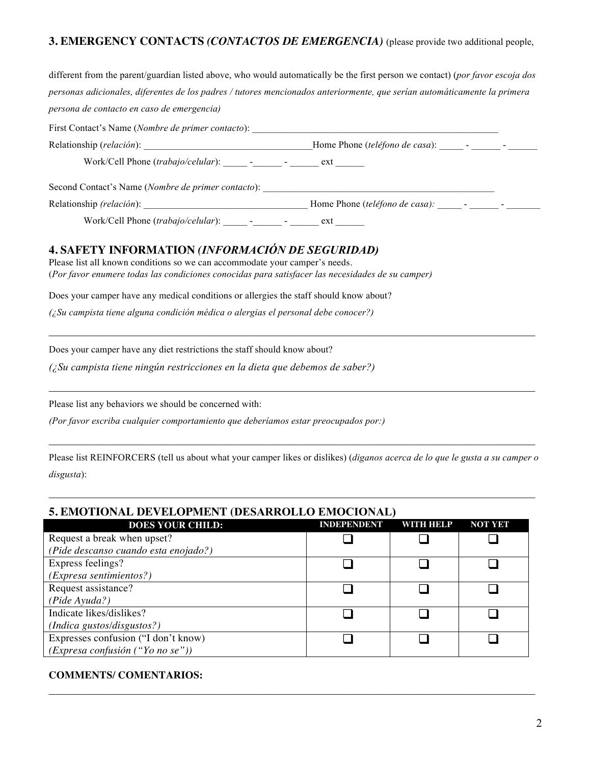## 3. EMERGENCY CONTACTS *(CONTACTOS DE EMERGENCIA)* (please provide two additional people,

different from the parent/guardian listed above, who would automatically be the first person we contact) (*por favor escoja dos personas adicionales, diferentes de los padres / tutores mencionados anteriormente, que serían automáticamente la primera persona de contacto en caso de emergencia)*

First Contact's Name (*Nombre de primer contacto*): ____________________________________________________

Relationship (*relación*): ___________________________________Home Phone (*teléfono de casa*): _____ - ______ - ______

Work/Cell Phone (*trabajo/celular*): _____ -______ - ______ ext ______

Second Contact's Name (*Nombre de primer contacto*): ________________________________________________

Relationship *(relación*): __________________________________ Home Phone (*teléfono de casa):* _____ - ______ - _______

Work/Cell Phone (*trabajo/celular*): _____ -______ - ______ ext ______

## 4. SAFETY INFORMATION *(INFORMACIÓN DE SEGURIDAD)*

Please list all known conditions so we can accommodate your camper's needs.
(*Por favor enumere todas las condiciones conocidas para satisfacer las necesidades de su camper)*

Does your camper have any medical conditions or allergies the staff should know about?

*(¿Su campista tiene alguna condición médica o alergias el personal debe conocer?)*

______________________________________________________________________________________________

Does your camper have any diet restrictions the staff should know about?

*(¿Su campista tiene ningún restricciones en la dieta que debemos de saber?)*

______________________________________________________________________________________________

Please list any behaviors we should be concerned with:

*(Por favor escriba cualquier comportamiento que deberíamos estar preocupados por:)*

______________________________________________________________________________________________

Please list REINFORCERS (tell us about what your camper likes or dislikes) (*diganos acerca de lo que le gusta a su camper o disgusta*):

______________________________________________________________________________________________

## 5. EMOTIONAL DEVELOPMENT (DESARROLLO EMOCIONAL)

| DOES YOUR CHILD: | INDEPENDENT | WITH HELP | NOT YET |
|---|---|---|---|
| Request a break when upset? *(Pide descanso cuando esta enojado?)* | ❑ | ❑ | ❑ |
| Express feelings? *(Expresa sentimientos?)* | ❑ | ❑ | ❑ |
| Request assistance? *(Pide Ayuda?)* | ❑ | ❑ | ❑ |
| Indicate likes/dislikes? *(Indica gustos/disgustos?)* | ❑ | ❑ | ❑ |
| Expresses confusion ("I don't know) *(Expresa confusión ("Yo no se"))* | ❑ | ❑ | ❑ |

**COMMENTS/ COMENTARIOS:**

______________________________________________________________________________________________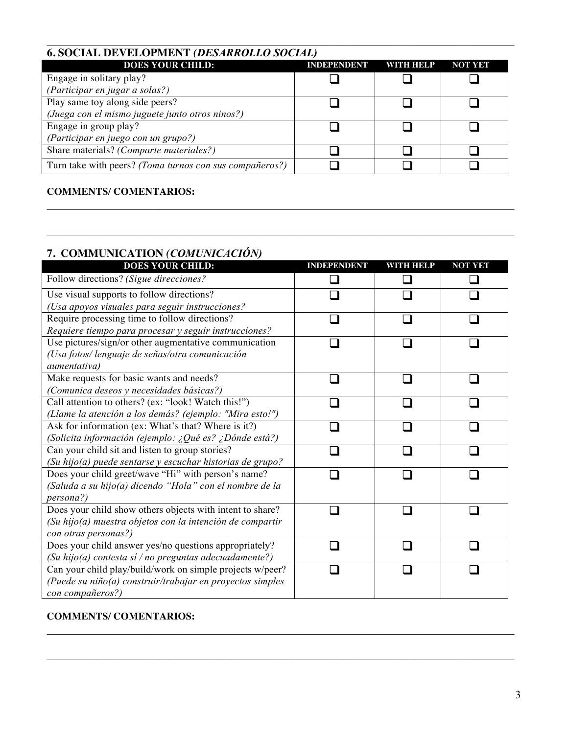## 6. SOCIAL DEVELOPMENT *(DESARROLLO SOCIAL)*

| DOES YOUR CHILD: | INDEPENDENT | WITH HELP | NOT YET |
|---|---|---|---|
| Engage in solitary play? *(Participar en jugar a solas?)* | ❑ | ❑ | ❑ |
| Play same toy along side peers? *(Juega con el mismo juguete junto otros ninos?)* | ❑ | ❑ | ❑ |
| Engage in group play? *(Participar en juego con un grupo?)* | ❑ | ❑ | ❑ |
| Share materials? *(Comparte materiales?)* | ❑ | ❑ | ❑ |
| Turn take with peers? *(Toma turnos con sus compañeros?)* | ❑ | ❑ | ❑ |

**COMMENTS/ COMENTARIOS:**

_______________________________________________________________________________

_______________________________________________________________________________

## 7. COMMUNICATION *(COMUNICACIÓN)*

| DOES YOUR CHILD: | INDEPENDENT | WITH HELP | NOT YET |
|---|---|---|---|
| Follow directions? *(Sigue direcciones?* | ❑ | ❑ | ❑ |
| Use visual supports to follow directions? *(Usa apoyos visuales para seguir instrucciones?* | ❑ | ❑ | ❑ |
| Require processing time to follow directions? *Requiere tiempo para procesar y seguir instrucciones?* | ❑ | ❑ | ❑ |
| Use pictures/sign/or other augmentative communication *(Usa fotos/ lenguaje de señas/otra comunicación aumentativa)* | ❑ | ❑ | ❑ |
| Make requests for basic wants and needs? *(Comunica deseos y necesidades básicas?)* | ❑ | ❑ | ❑ |
| Call attention to others? (ex: "look! Watch this!") *(Llame la atención a los demás? (ejemplo: "Mira esto!")* | ❑ | ❑ | ❑ |
| Ask for information (ex: What's that? Where is it?) *(Solicita información (ejemplo: ¿Qué es? ¿Dónde está?)* | ❑ | ❑ | ❑ |
| Can your child sit and listen to group stories? *(Su hijo(a) puede sentarse y escuchar historias de grupo?* | ❑ | ❑ | ❑ |
| Does your child greet/wave "Hi" with person's name? *(Saluda a su hijo(a) dicendo "Hola" con el nombre de la persona?)* | ❑ | ❑ | ❑ |
| Does your child show others objects with intent to share? *(Su hijo(a) muestra objetos con la intención de compartir con otras personas?)* | ❑ | ❑ | ❑ |
| Does your child answer yes/no questions appropriately? *(Su hijo(a) contesta sí / no preguntas adecuadamente?)* | ❑ | ❑ | ❑ |
| Can your child play/build/work on simple projects w/peer? *(Puede su niño(a) construir/trabajar en proyectos simples con compañeros?)* | ❑ | ❑ | ❑ |

**COMMENTS/ COMENTARIOS:**

_______________________________________________________________________________

_______________________________________________________________________________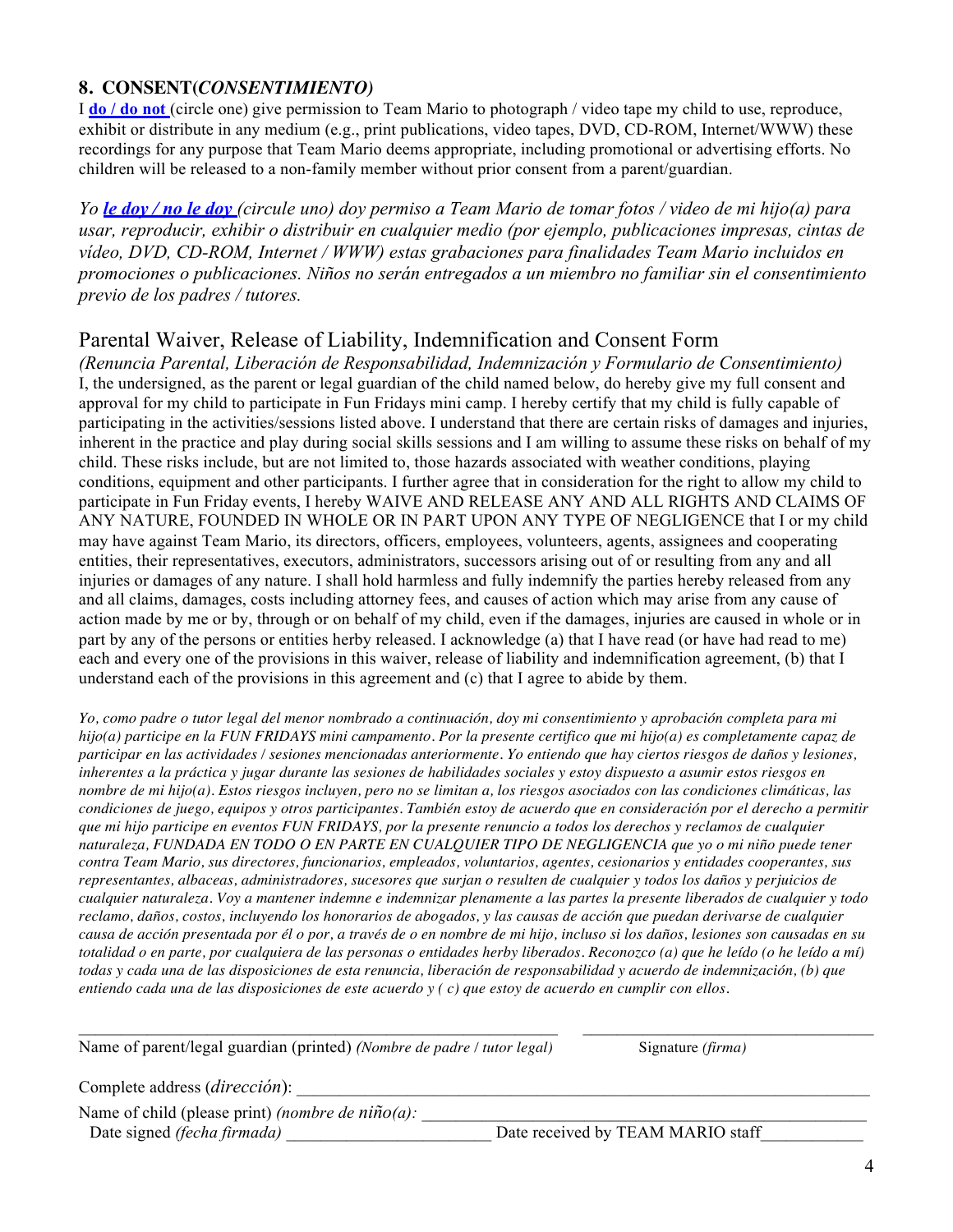## 8. CONSENT(*CONSENTIMIENTO)*

I **do / do not** (circle one) give permission to Team Mario to photograph / video tape my child to use, reproduce, exhibit or distribute in any medium (e.g., print publications, video tapes, DVD, CD-ROM, Internet/WWW) these recordings for any purpose that Team Mario deems appropriate, including promotional or advertising efforts. No children will be released to a non-family member without prior consent from a parent/guardian.

*Yo **le doy / no le doy** (circule uno) doy permiso a Team Mario de tomar fotos / video de mi hijo(a) para usar, reproducir, exhibir o distribuir en cualquier medio (por ejemplo, publicaciones impresas, cintas de vídeo, DVD, CD-ROM, Internet / WWW) estas grabaciones para finalidades Team Mario incluidos en promociones o publicaciones. Niños no serán entregados a un miembro no familiar sin el consentimiento previo de los padres / tutores.*

## Parental Waiver, Release of Liability, Indemnification and Consent Form

*(Renuncia Parental, Liberación de Responsabilidad, Indemnización y Formulario de Consentimiento)*

I, the undersigned, as the parent or legal guardian of the child named below, do hereby give my full consent and approval for my child to participate in Fun Fridays mini camp. I hereby certify that my child is fully capable of participating in the activities/sessions listed above. I understand that there are certain risks of damages and injuries, inherent in the practice and play during social skills sessions and I am willing to assume these risks on behalf of my child. These risks include, but are not limited to, those hazards associated with weather conditions, playing conditions, equipment and other participants. I further agree that in consideration for the right to allow my child to participate in Fun Friday events, I hereby WAIVE AND RELEASE ANY AND ALL RIGHTS AND CLAIMS OF ANY NATURE, FOUNDED IN WHOLE OR IN PART UPON ANY TYPE OF NEGLIGENCE that I or my child may have against Team Mario, its directors, officers, employees, volunteers, agents, assignees and cooperating entities, their representatives, executors, administrators, successors arising out of or resulting from any and all injuries or damages of any nature. I shall hold harmless and fully indemnify the parties hereby released from any and all claims, damages, costs including attorney fees, and causes of action which may arise from any cause of action made by me or by, through or on behalf of my child, even if the damages, injuries are caused in whole or in part by any of the persons or entities herby released. I acknowledge (a) that I have read (or have had read to me) each and every one of the provisions in this waiver, release of liability and indemnification agreement, (b) that I understand each of the provisions in this agreement and (c) that I agree to abide by them.

*Yo, como padre o tutor legal del menor nombrado a continuación, doy mi consentimiento y aprobación completa para mi hijo(a) participe en la FUN FRIDAYS mini campamento. Por la presente certifico que mi hijo(a) es completamente capaz de participar en las actividades / sesiones mencionadas anteriormente. Yo entiendo que hay ciertos riesgos de daños y lesiones, inherentes a la práctica y jugar durante las sesiones de habilidades sociales y estoy dispuesto a asumir estos riesgos en nombre de mi hijo(a). Estos riesgos incluyen, pero no se limitan a, los riesgos asociados con las condiciones climáticas, las condiciones de juego, equipos y otros participantes. También estoy de acuerdo que en consideración por el derecho a permitir que mi hijo participe en eventos FUN FRIDAYS, por la presente renuncio a todos los derechos y reclamos de cualquier naturaleza, FUNDADA EN TODO O EN PARTE EN CUALQUIER TIPO DE NEGLIGENCIA que yo o mi niño puede tener contra Team Mario, sus directores, funcionarios, empleados, voluntarios, agentes, cesionarios y entidades cooperantes, sus representantes, albaceas, administradores, sucesores que surjan o resulten de cualquier y todos los daños y perjuicios de cualquier naturaleza. Voy a mantener indemne e indemnizar plenamente a las partes la presente liberados de cualquier y todo reclamo, daños, costos, incluyendo los honorarios de abogados, y las causas de acción que puedan derivarse de cualquier causa de acción presentada por él o por, a través de o en nombre de mi hijo, incluso si los daños, lesiones son causadas en su totalidad o en parte, por cualquiera de las personas o entidades herby liberados. Reconozco (a) que he leído (o he leído a mí) todas y cada una de las disposiciones de esta renuncia, liberación de responsabilidad y acuerdo de indemnización, (b) que entiendo cada una de las disposiciones de este acuerdo y ( c) que estoy de acuerdo en cumplir con ellos.*

\_\_\_\_\_\_\_\_\_\_\_\_\_\_\_\_\_\_\_\_\_\_\_\_\_\_\_\_\_\_\_\_\_\_\_\_\_\_\_\_\_\_\_\_\_\_\_\_ \_\_\_\_\_\_\_\_\_\_\_\_\_\_\_\_\_\_\_\_\_\_\_\_\_\_\_\_\_\_\_\_

Name of parent/legal guardian (printed) *(Nombre de padre / tutor legal)* Signature *(firma)*

Complete address (*dirección*): \_\_\_\_\_\_\_\_\_\_\_\_\_\_\_\_\_\_\_\_\_\_\_\_\_\_\_\_\_\_\_\_\_\_\_\_\_\_\_\_\_\_\_\_\_\_\_\_\_\_\_\_\_\_

Name of child (please print) *(nombre de niño(a):* \_\_\_\_\_\_\_\_\_\_\_\_\_\_\_\_\_\_\_\_\_\_\_\_\_\_\_\_\_\_\_\_\_\_\_\_\_\_\_\_\_\_\_\_

Date signed *(fecha firmada)* \_\_\_\_\_\_\_\_\_\_\_\_\_\_\_\_\_\_\_\_ Date received by TEAM MARIO staff\_\_\_\_\_\_\_\_\_\_